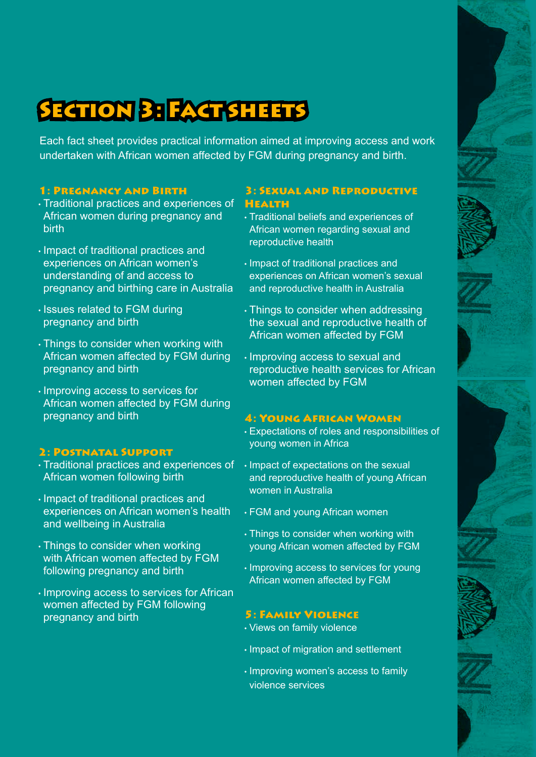# Section 3: Fact sheets

Each fact sheet provides practical information aimed at improving access and work undertaken with African women affected by FGM during pregnancy and birth.

### 1: Pregnancy and Birth

- Traditional practices and experiences of African women during pregnancy and birth
- Impact of traditional practices and experiences on African women's understanding of and access to pregnancy and birthing care in Australia
- Issues related to FGM during pregnancy and birth
- Things to consider when working with African women affected by FGM during pregnancy and birth
- Improving access to services for African women affected by FGM during pregnancy and birth

### 2: Postnatal Support

- Traditional practices and experiences of African women following birth
- Impact of traditional practices and experiences on African women's health and wellbeing in Australia
- Things to consider when working with African women affected by FGM following pregnancy and birth
- Improving access to services for African women affected by FGM following pregnancy and birth

### 3: Sexual and Reproductive Health

- Traditional beliefs and experiences of African women regarding sexual and reproductive health
- Impact of traditional practices and experiences on African women's sexual and reproductive health in Australia
- Things to consider when addressing the sexual and reproductive health of African women affected by FGM
- Improving access to sexual and reproductive health services for African women affected by FGM

### 4: Young African Women

- Expectations of roles and responsibilities of young women in Africa
- Impact of expectations on the sexual and reproductive health of young African women in Australia
- FGM and young African women
- Things to consider when working with young African women affected by FGM
- Improving access to services for young African women affected by FGM

### 5: Family Violence

- Views on family violence
- Impact of migration and settlement
- Improving women's access to family violence services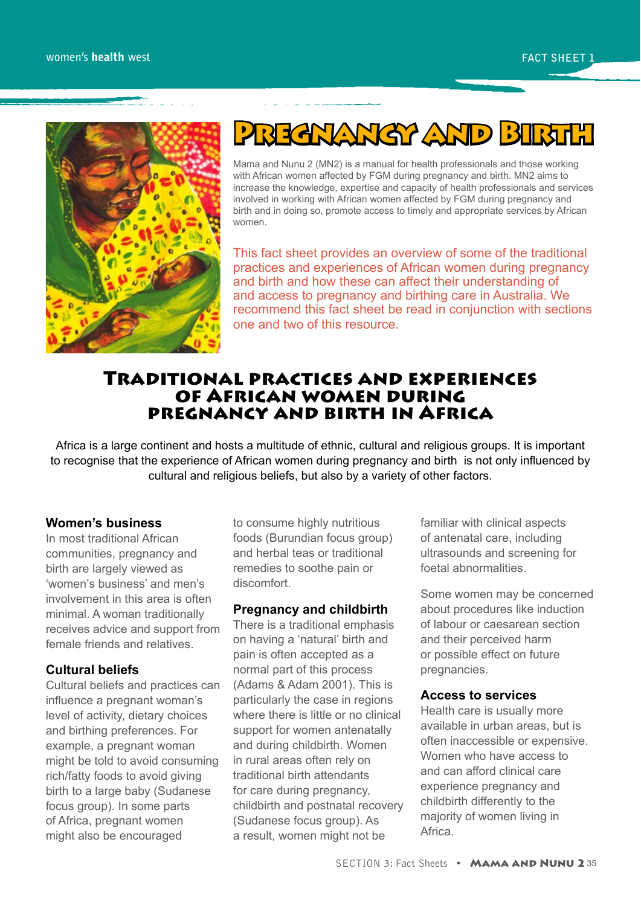# Pregnancy and Birth

Mama and Nunu 2 (MN2) is a manual for health professionals and those working with African women affected by FGM during pregnancy and birth. MN2 aims to increase the knowledge, expertise and capacity of health professionals and services involved in working with African women affected by FGM during pregnancy and birth and in doing so, promote access to timely and appropriate services by African women.

This fact sheet provides an overview of some of the traditional practices and experiences of African women during pregnancy and birth and how these can affect their understanding of and access to pregnancy and birthing care in Australia. We recommend this fact sheet be read in conjunction with sections one and two of this resource.

## Traditional practices and experiences of African women during pregnancy and birth in Africa

Africa is a large continent and hosts a multitude of ethnic, cultural and religious groups. It is important to recognise that the experience of African women during pregnancy and birth is not only influenced by cultural and religious beliefs, but also by a variety of other factors.

### Women's business

In most traditional African communities, pregnancy and birth are largely viewed as 'women's business' and men's involvement in this area is often minimal. A woman traditionally receives advice and support from female friends and relatives.

### Cultural beliefs

Cultural beliefs and practices can influence a pregnant woman's level of activity, dietary choices and birthing preferences. For example, a pregnant woman might be told to avoid consuming rich/fatty foods to avoid giving birth to a large baby (Sudanese focus group). In some parts of Africa, pregnant women might also be encouraged to consume highly nutritious foods (Burundian focus group) and herbal teas or traditional remedies to soothe pain or discomfort.

### Pregnancy and childbirth

There is a traditional emphasis on having a 'natural' birth and pain is often accepted as a normal part of this process (Adams & Adam 2001). This is particularly the case in regions where there is little or no clinical support for women antenatally and during childbirth. Women in rural areas often rely on traditional birth attendants for care during pregnancy, childbirth and postnatal recovery (Sudanese focus group). As a result, women might not be familiar with clinical aspects of antenatal care, including ultrasounds and screening for foetal abnormalities.

Some women may be concerned about procedures like induction of labour or caesarean section and their perceived harm or possible effect on future pregnancies.

### Access to services

Health care is usually more available in urban areas, but is often inaccessible or expensive. Women who have access to and can afford clinical care experience pregnancy and childbirth differently to the majority of women living in Africa.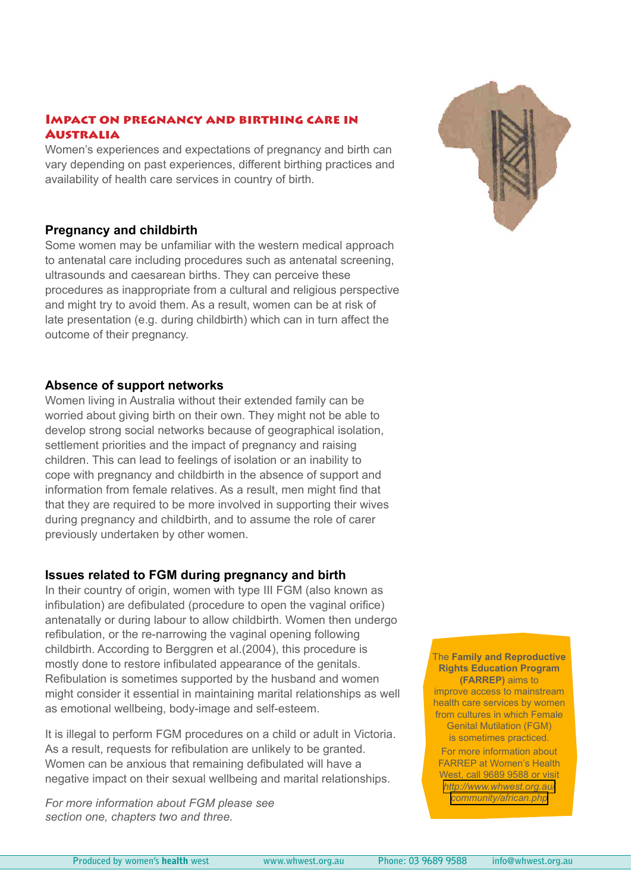## Impact on pregnancy and birthing care in Australia

Women's experiences and expectations of pregnancy and birth can vary depending on past experiences, different birthing practices and availability of health care services in country of birth.

### Pregnancy and childbirth

Some women may be unfamiliar with the western medical approach to antenatal care including procedures such as antenatal screening, ultrasounds and caesarean births. They can perceive these procedures as inappropriate from a cultural and religious perspective and might try to avoid them. As a result, women can be at risk of late presentation (e.g. during childbirth) which can in turn affect the outcome of their pregnancy.

### Absence of support networks

Women living in Australia without their extended family can be worried about giving birth on their own. They might not be able to develop strong social networks because of geographical isolation, settlement priorities and the impact of pregnancy and raising children. This can lead to feelings of isolation or an inability to cope with pregnancy and childbirth in the absence of support and information from female relatives. As a result, men might find that that they are required to be more involved in supporting their wives during pregnancy and childbirth, and to assume the role of carer previously undertaken by other women.

### Issues related to FGM during pregnancy and birth

In their country of origin, women with type III FGM (also known as infibulation) are defibulated (procedure to open the vaginal orifice) antenatally or during labour to allow childbirth. Women then undergo refibulation, or the re-narrowing the vaginal opening following childbirth. According to Berggren et al.(2004), this procedure is mostly done to restore infibulated appearance of the genitals. Refibulation is sometimes supported by the husband and women might consider it essential in maintaining marital relationships as well as emotional wellbeing, body-image and self-esteem.

It is illegal to perform FGM procedures on a child or adult in Victoria. As a result, requests for refibulation are unlikely to be granted. Women can be anxious that remaining defibulated will have a negative impact on their sexual wellbeing and marital relationships.

*For more information about FGM please see section one, chapters two and three.*

The **Family and Reproductive Rights Education Program (FARREP)** aims to improve access to mainstream health care services by women from cultures in which Female Genital Mutilation (FGM) is sometimes practiced.

For more information about FARREP at Women's Health West, call 9689 9588 or visit http://www.whwest.org.au/community/african.php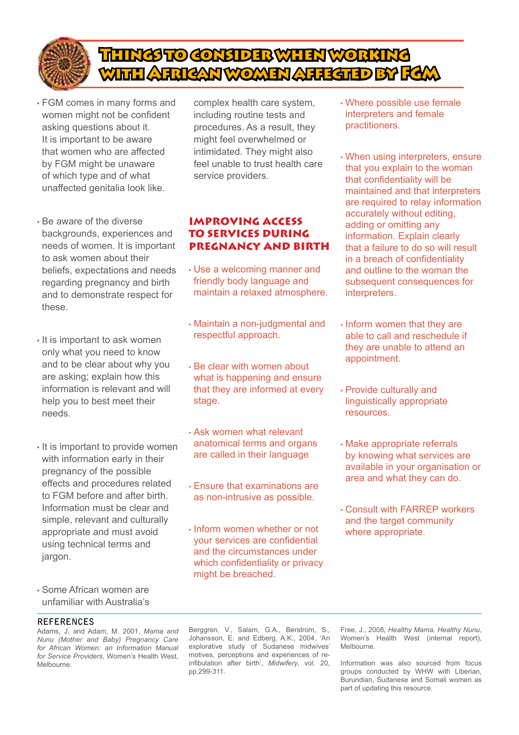# Things to consider when working with African women affected by FGM

- FGM comes in many forms and women might not be confident asking questions about it. It is important to be aware that women who are affected by FGM might be unaware of which type and of what unaffected genitalia look like.

- Be aware of the diverse backgrounds, experiences and needs of women. It is important to ask women about their beliefs, expectations and needs regarding pregnancy and birth and to demonstrate respect for these.

- It is important to ask women only what you need to know and to be clear about why you are asking; explain how this information is relevant and will help you to best meet their needs.

- It is important to provide women with information early in their pregnancy of the possible effects and procedures related to FGM before and after birth. Information must be clear and simple, relevant and culturally appropriate and must avoid using technical terms and jargon.

- Some African women are unfamiliar with Australia's complex health care system, including routine tests and procedures. As a result, they might feel overwhelmed or intimidated. They might also feel unable to trust health care service providers.

## Improving access to services during pregnancy and birth

- Use a welcoming manner and friendly body language and maintain a relaxed atmosphere.

- Maintain a non-judgmental and respectful approach.

- Be clear with women about what is happening and ensure that they are informed at every stage.

- Ask women what relevant anatomical terms and organs are called in their language

- Ensure that examinations are as non-intrusive as possible.

- Inform women whether or not your services are confidential and the circumstances under which confidentiality or privacy might be breached.

- Where possible use female interpreters and female practitioners.

- When using interpreters, ensure that you explain to the woman that confidentiality will be maintained and that interpreters are required to relay information accurately without editing, adding or omitting any information. Explain clearly that a failure to do so will result in a breach of confidentiality and outline to the woman the subsequent consequences for interpreters.

- Inform women that they are able to call and reschedule if they are unable to attend an appointment.

- Provide culturally and linguistically appropriate resources.

- Make appropriate referrals by knowing what services are available in your organisation or area and what they can do.

- Consult with FARREP workers and the target community where appropriate.

## REFERENCES

Adams, J. and Adam, M. 2001, *Mama and Nunu (Mother and Baby) Pregnancy Care for African Women: an Information Manual for Service Providers*, Women's Health West, Melbourne.

Berggren, V., Salam, G.A., Berstrom, S., Johansson, E. and Edberg, A.K., 2004, 'An explorative study of Sudanese midwives' motives, perceptions and experiences of re-infibulation after birth', *Midwifery*, vol. 20, pp.299-311.

Free, J., 2008, *Healthy Mama, Healthy Nunu*, Women's Health West (internal report), Melbourne.

Information was also sourced from focus groups conducted by WHW with Liberian, Burundian, Sudanese and Somali women as part of updating this resource.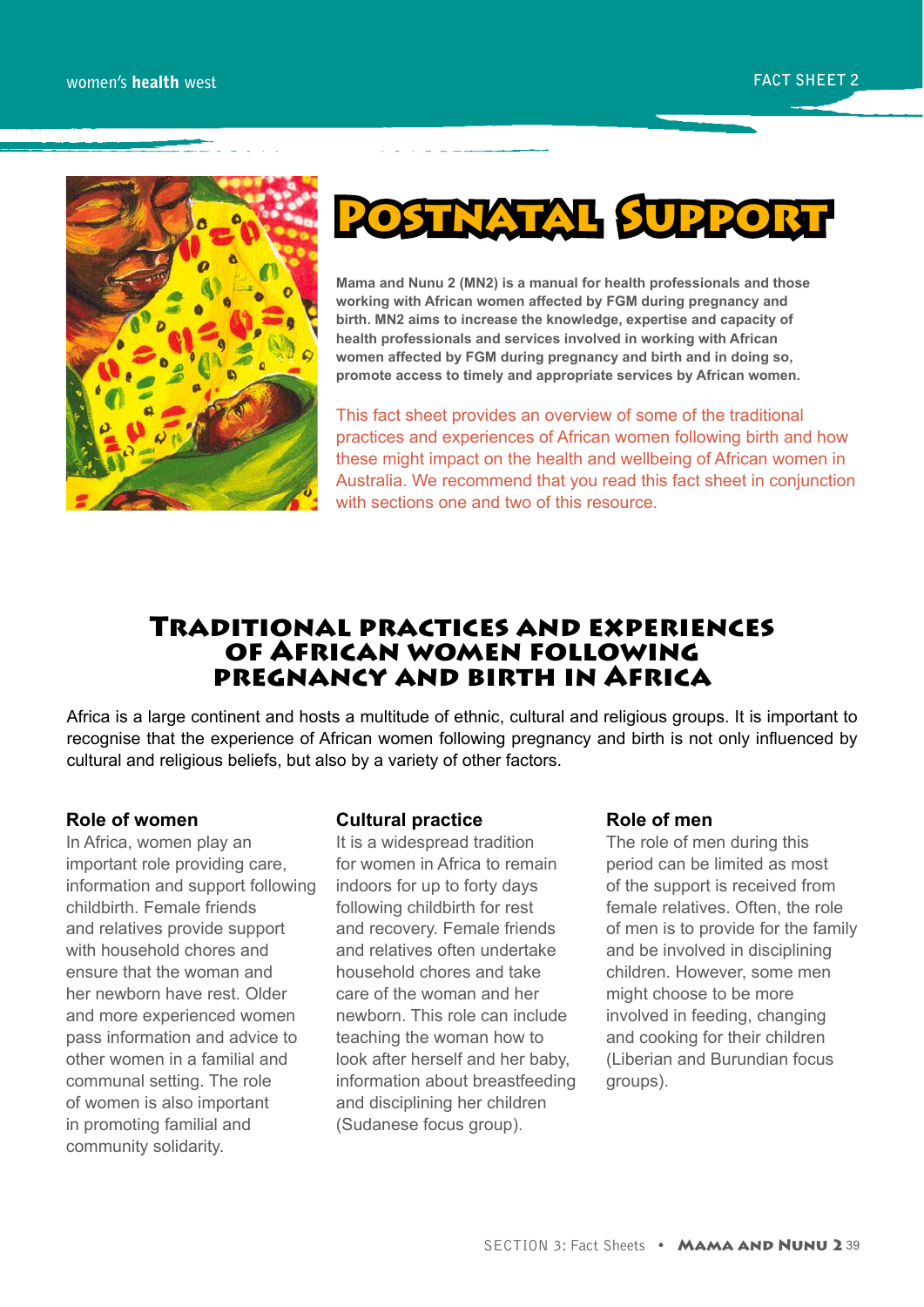# Postnatal Support

**Mama and Nunu 2 (MN2) is a manual for health professionals and those working with African women affected by FGM during pregnancy and birth. MN2 aims to increase the knowledge, expertise and capacity of health professionals and services involved in working with African women affected by FGM during pregnancy and birth and in doing so, promote access to timely and appropriate services by African women.**

This fact sheet provides an overview of some of the traditional practices and experiences of African women following birth and how these might impact on the health and wellbeing of African women in Australia. We recommend that you read this fact sheet in conjunction with sections one and two of this resource.

## Traditional practices and experiences of African women following pregnancy and birth in Africa

Africa is a large continent and hosts a multitude of ethnic, cultural and religious groups. It is important to recognise that the experience of African women following pregnancy and birth is not only influenced by cultural and religious beliefs, but also by a variety of other factors.

### Role of women

In Africa, women play an important role providing care, information and support following childbirth. Female friends and relatives provide support with household chores and ensure that the woman and her newborn have rest. Older and more experienced women pass information and advice to other women in a familial and communal setting. The role of women is also important in promoting familial and community solidarity.

### Cultural practice

It is a widespread tradition for women in Africa to remain indoors for up to forty days following childbirth for rest and recovery. Female friends and relatives often undertake household chores and take care of the woman and her newborn. This role can include teaching the woman how to look after herself and her baby, information about breastfeeding and disciplining her children (Sudanese focus group).

### Role of men

The role of men during this period can be limited as most of the support is received from female relatives. Often, the role of men is to provide for the family and be involved in disciplining children. However, some men might choose to be more involved in feeding, changing and cooking for their children (Liberian and Burundian focus groups).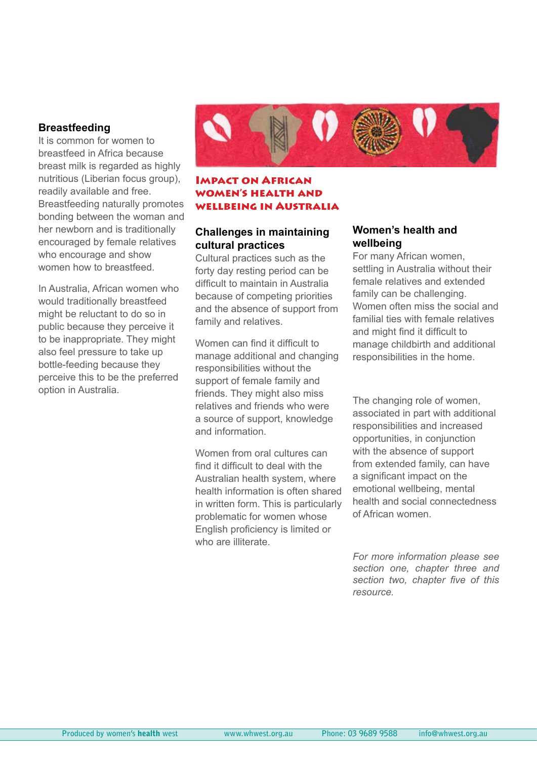### Breastfeeding

It is common for women to breastfeed in Africa because breast milk is regarded as highly nutritious (Liberian focus group), readily available and free. Breastfeeding naturally promotes bonding between the woman and her newborn and is traditionally encouraged by female relatives who encourage and show women how to breastfeed.

In Australia, African women who would traditionally breastfeed might be reluctant to do so in public because they perceive it to be inappropriate. They might also feel pressure to take up bottle-feeding because they perceive this to be the preferred option in Australia.

## Impact on African women's health and wellbeing in Australia

### Challenges in maintaining cultural practices

Cultural practices such as the forty day resting period can be difficult to maintain in Australia because of competing priorities and the absence of support from family and relatives.

Women can find it difficult to manage additional and changing responsibilities without the support of female family and friends. They might also miss relatives and friends who were a source of support, knowledge and information.

Women from oral cultures can find it difficult to deal with the Australian health system, where health information is often shared in written form. This is particularly problematic for women whose English proficiency is limited or who are illiterate.

### Women's health and wellbeing

For many African women, settling in Australia without their female relatives and extended family can be challenging. Women often miss the social and familial ties with female relatives and might find it difficult to manage childbirth and additional responsibilities in the home.

The changing role of women, associated in part with additional responsibilities and increased opportunities, in conjunction with the absence of support from extended family, can have a significant impact on the emotional wellbeing, mental health and social connectedness of African women.

*For more information please see section one, chapter three and section two, chapter five of this resource.*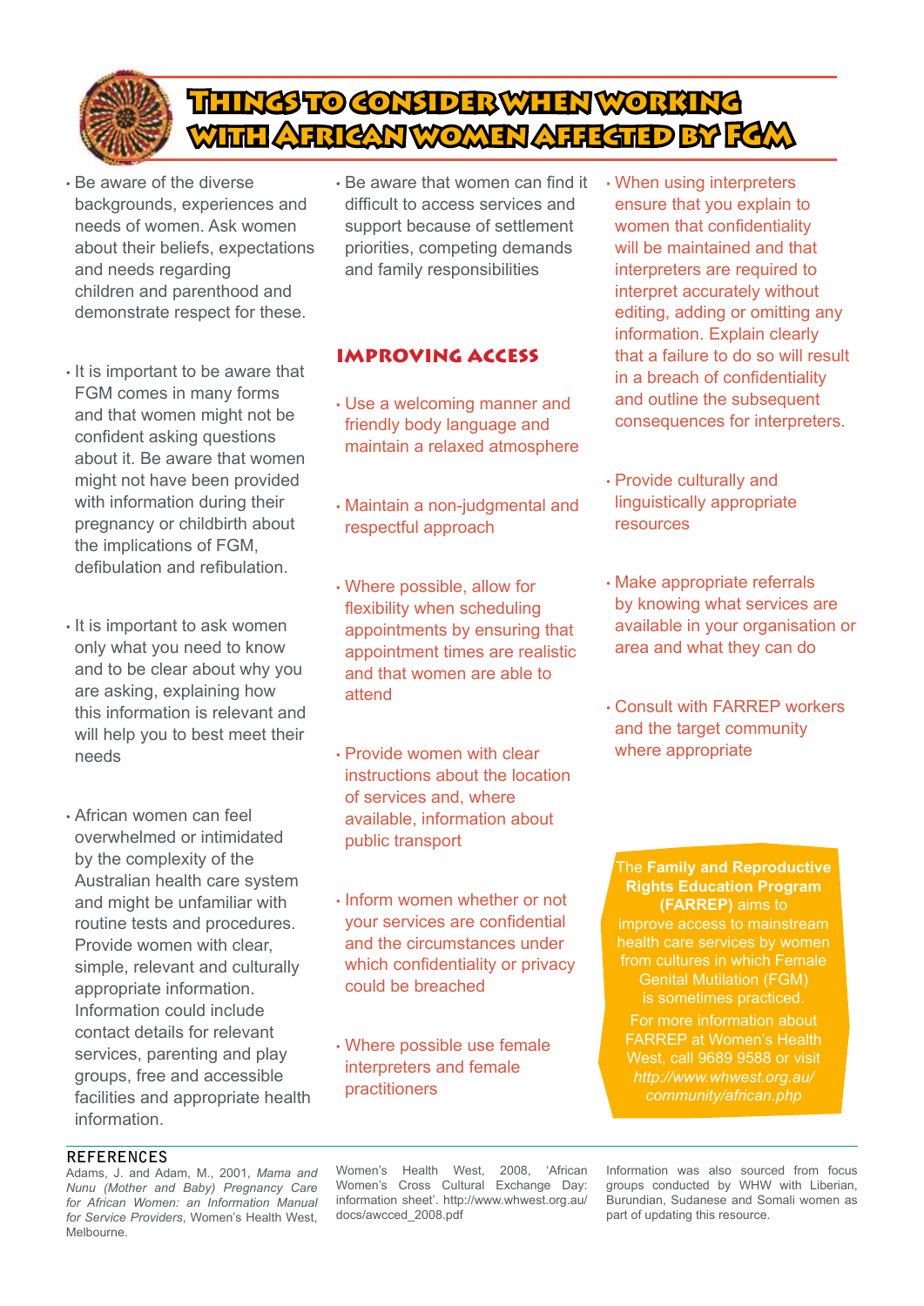# Things to consider when working with African women affected by FGM

- Be aware of the diverse backgrounds, experiences and needs of women. Ask women about their beliefs, expectations and needs regarding children and parenthood and demonstrate respect for these.

- It is important to be aware that FGM comes in many forms and that women might not be confident asking questions about it. Be aware that women might not have been provided with information during their pregnancy or childbirth about the implications of FGM, defibulation and refibulation.

- It is important to ask women only what you need to know and to be clear about why you are asking, explaining how this information is relevant and will help you to best meet their needs

- African women can feel overwhelmed or intimidated by the complexity of the Australian health care system and might be unfamiliar with routine tests and procedures. Provide women with clear, simple, relevant and culturally appropriate information. Information could include contact details for relevant services, parenting and play groups, free and accessible facilities and appropriate health information.

- Be aware that women can find it difficult to access services and support because of settlement priorities, competing demands and family responsibilities

## Improving access

- Use a welcoming manner and friendly body language and maintain a relaxed atmosphere

- Maintain a non-judgmental and respectful approach

- Where possible, allow for flexibility when scheduling appointments by ensuring that appointment times are realistic and that women are able to attend

- Provide women with clear instructions about the location of services and, where available, information about public transport

- Inform women whether or not your services are confidential and the circumstances under which confidentiality or privacy could be breached

- Where possible use female interpreters and female practitioners

- When using interpreters ensure that you explain to women that confidentiality will be maintained and that interpreters are required to interpret accurately without editing, adding or omitting any information. Explain clearly that a failure to do so will result in a breach of confidentiality and outline the subsequent consequences for interpreters.

- Provide culturally and linguistically appropriate resources

- Make appropriate referrals by knowing what services are available in your organisation or area and what they can do

- Consult with FARREP workers and the target community where appropriate

The **Family and Reproductive Rights Education Program (FARREP)** aims to improve access to mainstream health care services by women from cultures in which Female Genital Mutilation (FGM) is sometimes practiced.

For more information about FARREP at Women's Health West, call 9689 9588 or visit *http://www.whwest.org.au/community/african.php*

## REFERENCES

Adams, J. and Adam, M., 2001, *Mama and Nunu (Mother and Baby) Pregnancy Care for African Women: an Information Manual for Service Providers*, Women's Health West, Melbourne.

Women's Health West, 2008, 'African Women's Cross Cultural Exchange Day: information sheet'. http://www.whwest.org.au/docs/awcced_2008.pdf

Information was also sourced from focus groups conducted by WHW with Liberian, Burundian, Sudanese and Somali women as part of updating this resource.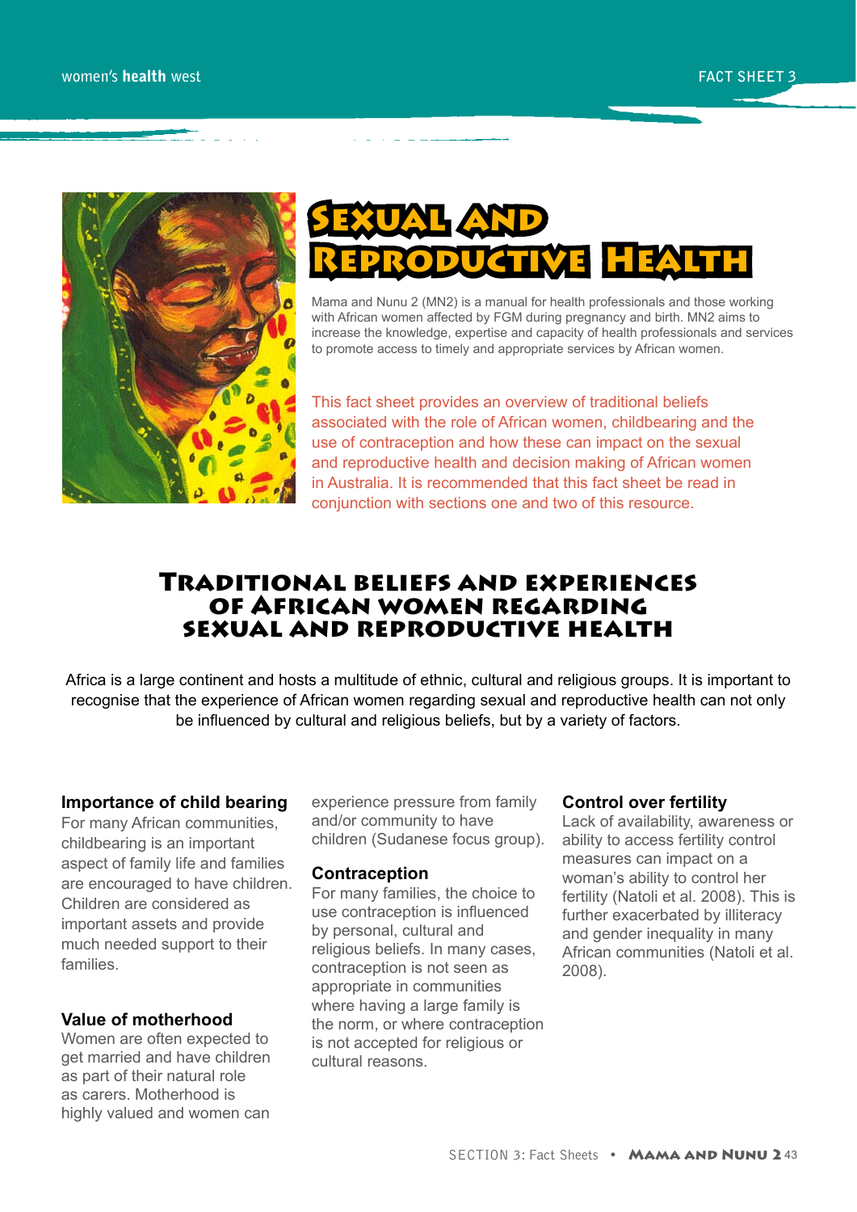# Sexual and Reproductive Health

Mama and Nunu 2 (MN2) is a manual for health professionals and those working with African women affected by FGM during pregnancy and birth. MN2 aims to increase the knowledge, expertise and capacity of health professionals and services to promote access to timely and appropriate services by African women.

This fact sheet provides an overview of traditional beliefs associated with the role of African women, childbearing and the use of contraception and how these can impact on the sexual and reproductive health and decision making of African women in Australia. It is recommended that this fact sheet be read in conjunction with sections one and two of this resource.

## Traditional beliefs and experiences of African women regarding sexual and reproductive health

Africa is a large continent and hosts a multitude of ethnic, cultural and religious groups. It is important to recognise that the experience of African women regarding sexual and reproductive health can not only be influenced by cultural and religious beliefs, but by a variety of factors.

### Importance of child bearing

For many African communities, childbearing is an important aspect of family life and families are encouraged to have children. Children are considered as important assets and provide much needed support to their families.

### Value of motherhood

Women are often expected to get married and have children as part of their natural role as carers. Motherhood is highly valued and women can experience pressure from family and/or community to have children (Sudanese focus group).

### Contraception

For many families, the choice to use contraception is influenced by personal, cultural and religious beliefs. In many cases, contraception is not seen as appropriate in communities where having a large family is the norm, or where contraception is not accepted for religious or cultural reasons.

### Control over fertility

Lack of availability, awareness or ability to access fertility control measures can impact on a woman's ability to control her fertility (Natoli et al. 2008). This is further exacerbated by illiteracy and gender inequality in many African communities (Natoli et al. 2008).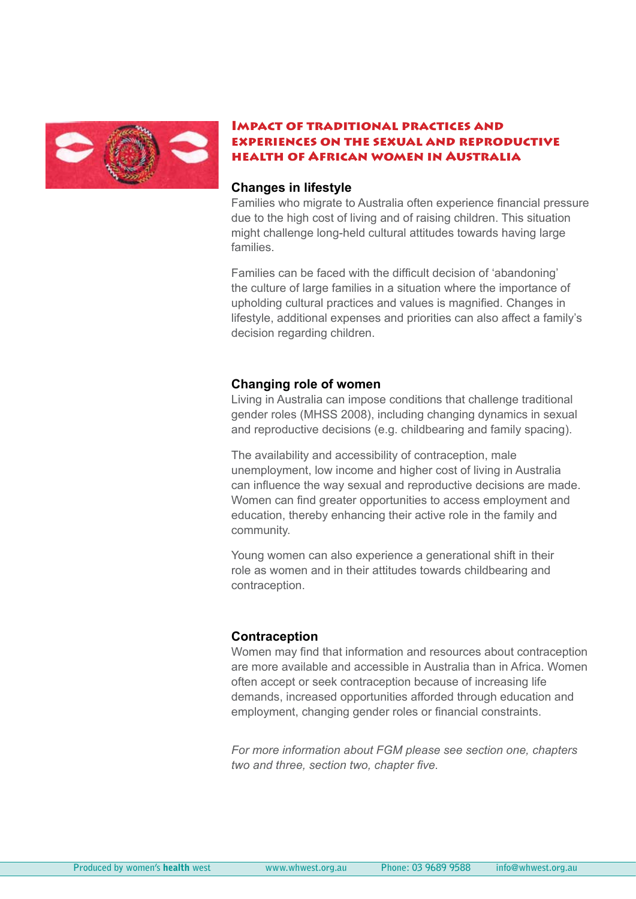# Impact of traditional practices and experiences on the sexual and reproductive health of African women in Australia

## Changes in lifestyle

Families who migrate to Australia often experience financial pressure due to the high cost of living and of raising children. This situation might challenge long-held cultural attitudes towards having large families.

Families can be faced with the difficult decision of 'abandoning' the culture of large families in a situation where the importance of upholding cultural practices and values is magnified. Changes in lifestyle, additional expenses and priorities can also affect a family's decision regarding children.

## Changing role of women

Living in Australia can impose conditions that challenge traditional gender roles (MHSS 2008), including changing dynamics in sexual and reproductive decisions (e.g. childbearing and family spacing).

The availability and accessibility of contraception, male unemployment, low income and higher cost of living in Australia can influence the way sexual and reproductive decisions are made. Women can find greater opportunities to access employment and education, thereby enhancing their active role in the family and community.

Young women can also experience a generational shift in their role as women and in their attitudes towards childbearing and contraception.

## Contraception

Women may find that information and resources about contraception are more available and accessible in Australia than in Africa. Women often accept or seek contraception because of increasing life demands, increased opportunities afforded through education and employment, changing gender roles or financial constraints.

*For more information about FGM please see section one, chapters two and three, section two, chapter five.*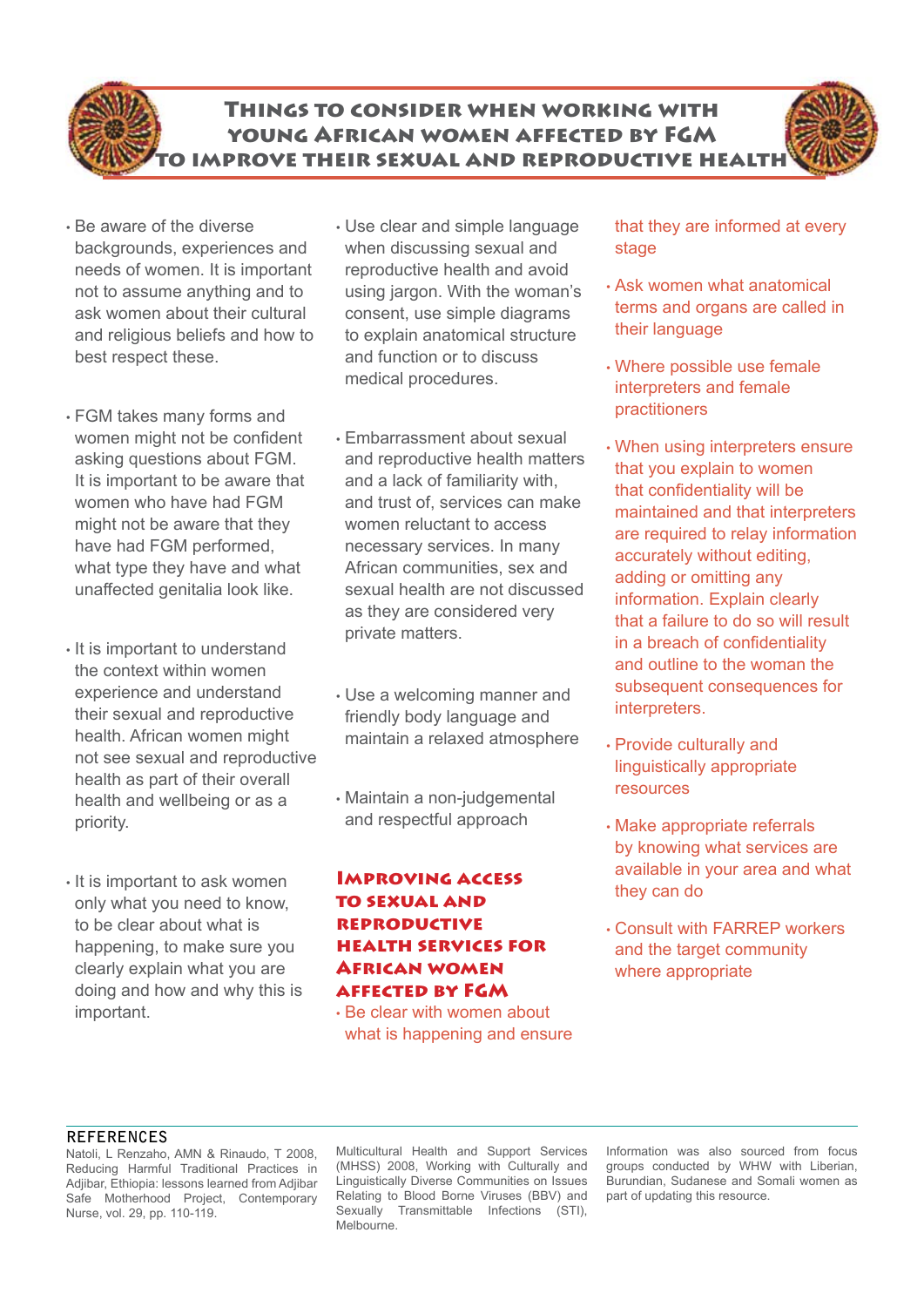# Things to consider when working with young African women affected by FGM to improve their sexual and reproductive health

- Be aware of the diverse backgrounds, experiences and needs of women. It is important not to assume anything and to ask women about their cultural and religious beliefs and how to best respect these.

- FGM takes many forms and women might not be confident asking questions about FGM. It is important to be aware that women who have had FGM might not be aware that they have had FGM performed, what type they have and what unaffected genitalia look like.

- It is important to understand the context within women experience and understand their sexual and reproductive health. African women might not see sexual and reproductive health as part of their overall health and wellbeing or as a priority.

- It is important to ask women only what you need to know, to be clear about what is happening, to make sure you clearly explain what you are doing and how and why this is important.

- Use clear and simple language when discussing sexual and reproductive health and avoid using jargon. With the woman's consent, use simple diagrams to explain anatomical structure and function or to discuss medical procedures.

- Embarrassment about sexual and reproductive health matters and a lack of familiarity with, and trust of, services can make women reluctant to access necessary services. In many African communities, sex and sexual health are not discussed as they are considered very private matters.

- Use a welcoming manner and friendly body language and maintain a relaxed atmosphere

- Maintain a non-judgemental and respectful approach

## Improving access to sexual and reproductive health services for African women affected by FGM

- Be clear with women about what is happening and ensure that they are informed at every stage

- Ask women what anatomical terms and organs are called in their language

- Where possible use female interpreters and female practitioners

- When using interpreters ensure that you explain to women that confidentiality will be maintained and that interpreters are required to relay information accurately without editing, adding or omitting any information. Explain clearly that a failure to do so will result in a breach of confidentiality and outline to the woman the subsequent consequences for interpreters.

- Provide culturally and linguistically appropriate resources

- Make appropriate referrals by knowing what services are available in your area and what they can do

- Consult with FARREP workers and the target community where appropriate

## References

Natoli, L Renzaho, AMN & Rinaudo, T 2008, Reducing Harmful Traditional Practices in Adjibar, Ethiopia: lessons learned from Adjibar Safe Motherhood Project, Contemporary Nurse, vol. 29, pp. 110-119.

Multicultural Health and Support Services (MHSS) 2008, Working with Culturally and Linguistically Diverse Communities on Issues Relating to Blood Borne Viruses (BBV) and Sexually Transmittable Infections (STI), Melbourne.

Information was also sourced from focus groups conducted by WHW with Liberian, Burundian, Sudanese and Somali women as part of updating this resource.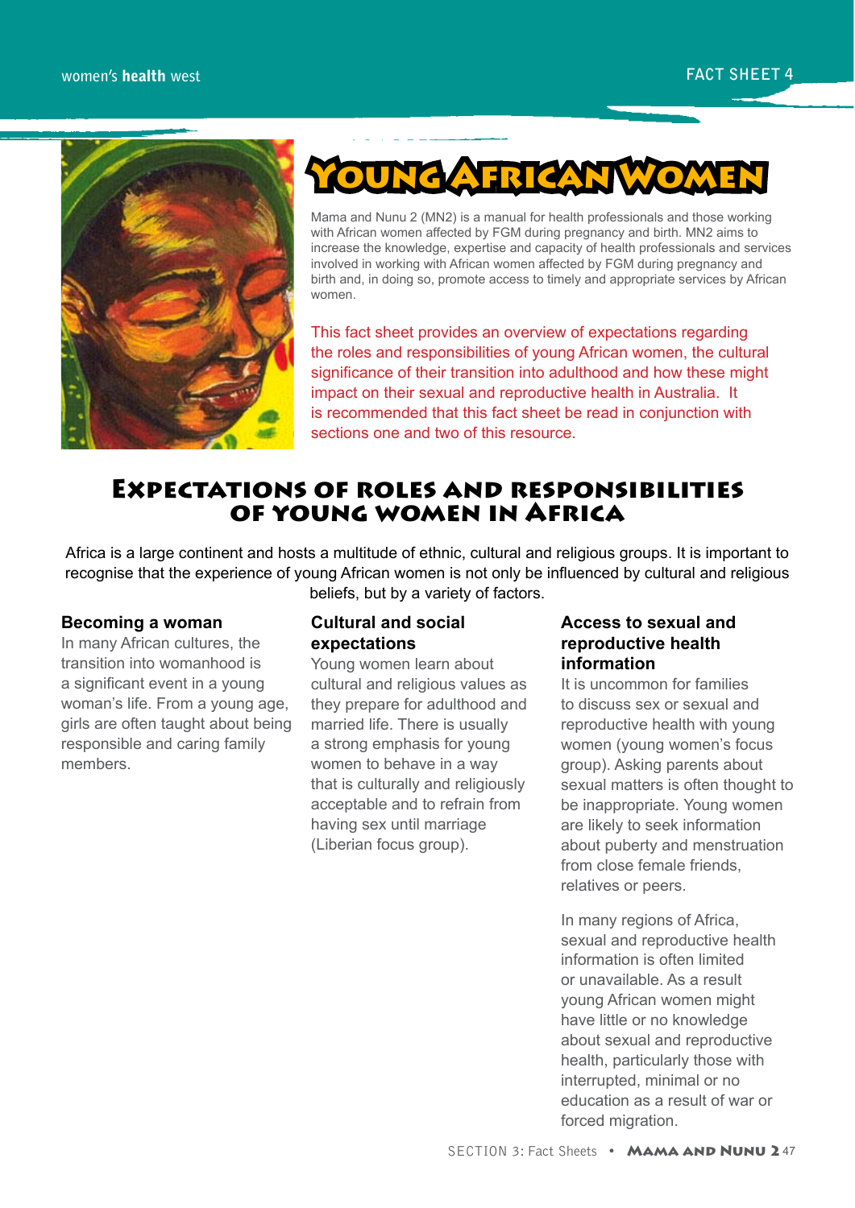# Young African Women

Mama and Nunu 2 (MN2) is a manual for health professionals and those working with African women affected by FGM during pregnancy and birth. MN2 aims to increase the knowledge, expertise and capacity of health professionals and services involved in working with African women affected by FGM during pregnancy and birth and, in doing so, promote access to timely and appropriate services by African women.

This fact sheet provides an overview of expectations regarding the roles and responsibilities of young African women, the cultural significance of their transition into adulthood and how these might impact on their sexual and reproductive health in Australia. It is recommended that this fact sheet be read in conjunction with sections one and two of this resource.

## Expectations of roles and responsibilities of young women in Africa

Africa is a large continent and hosts a multitude of ethnic, cultural and religious groups. It is important to recognise that the experience of young African women is not only be influenced by cultural and religious beliefs, but by a variety of factors.

### Becoming a woman

In many African cultures, the transition into womanhood is a significant event in a young woman's life. From a young age, girls are often taught about being responsible and caring family members.

### Cultural and social expectations

Young women learn about cultural and religious values as they prepare for adulthood and married life. There is usually a strong emphasis for young women to behave in a way that is culturally and religiously acceptable and to refrain from having sex until marriage (Liberian focus group).

### Access to sexual and reproductive health information

It is uncommon for families to discuss sex or sexual and reproductive health with young women (young women's focus group). Asking parents about sexual matters is often thought to be inappropriate. Young women are likely to seek information about puberty and menstruation from close female friends, relatives or peers.

In many regions of Africa, sexual and reproductive health information is often limited or unavailable. As a result young African women might have little or no knowledge about sexual and reproductive health, particularly those with interrupted, minimal or no education as a result of war or forced migration.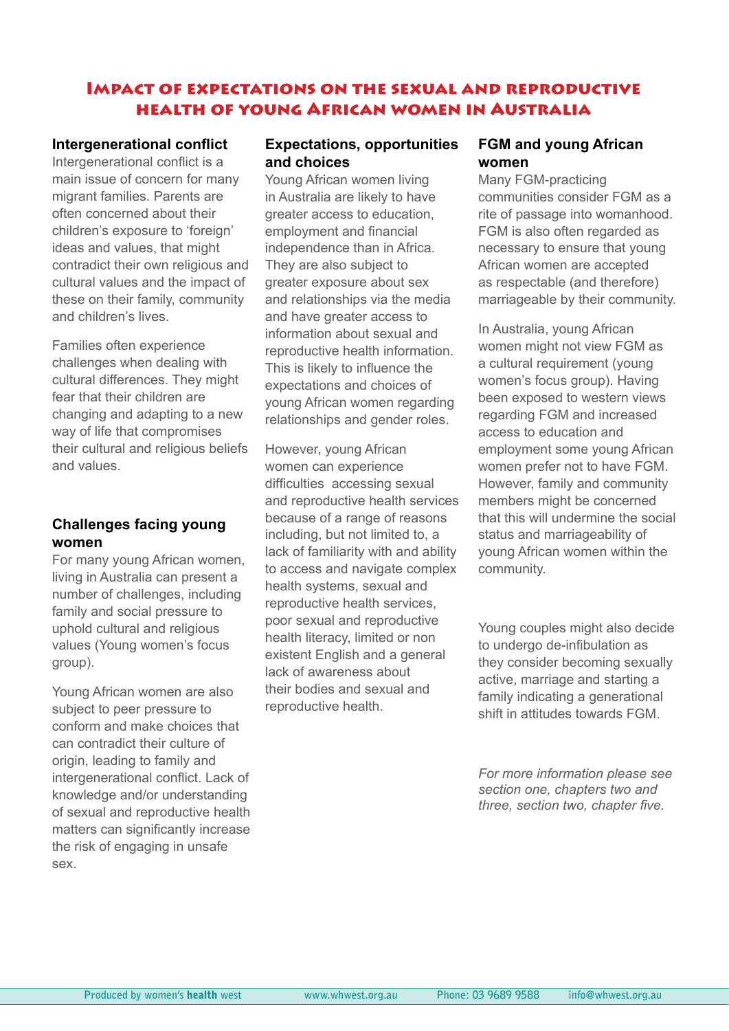# Impact of expectations on the sexual and reproductive health of young African women in Australia

## Intergenerational conflict

Intergenerational conflict is a main issue of concern for many migrant families. Parents are often concerned about their children's exposure to 'foreign' ideas and values, that might contradict their own religious and cultural values and the impact of these on their family, community and children's lives.

Families often experience challenges when dealing with cultural differences. They might fear that their children are changing and adapting to a new way of life that compromises their cultural and religious beliefs and values.

## Challenges facing young women

For many young African women, living in Australia can present a number of challenges, including family and social pressure to uphold cultural and religious values (Young women's focus group).

Young African women are also subject to peer pressure to conform and make choices that can contradict their culture of origin, leading to family and intergenerational conflict. Lack of knowledge and/or understanding of sexual and reproductive health matters can significantly increase the risk of engaging in unsafe sex.

## Expectations, opportunities and choices

Young African women living in Australia are likely to have greater access to education, employment and financial independence than in Africa. They are also subject to greater exposure about sex and relationships via the media and have greater access to information about sexual and reproductive health information. This is likely to influence the expectations and choices of young African women regarding relationships and gender roles.

However, young African women can experience difficulties accessing sexual and reproductive health services because of a range of reasons including, but not limited to, a lack of familiarity with and ability to access and navigate complex health systems, sexual and reproductive health services, poor sexual and reproductive health literacy, limited or non existent English and a general lack of awareness about their bodies and sexual and reproductive health.

## FGM and young African women

Many FGM-practicing communities consider FGM as a rite of passage into womanhood. FGM is also often regarded as necessary to ensure that young African women are accepted as respectable (and therefore) marriageable by their community.

In Australia, young African women might not view FGM as a cultural requirement (young women's focus group). Having been exposed to western views regarding FGM and increased access to education and employment some young African women prefer not to have FGM. However, family and community members might be concerned that this will undermine the social status and marriageability of young African women within the community.

Young couples might also decide to undergo de-infibulation as they consider becoming sexually active, marriage and starting a family indicating a generational shift in attitudes towards FGM.

*For more information please see section one, chapters two and three, section two, chapter five.*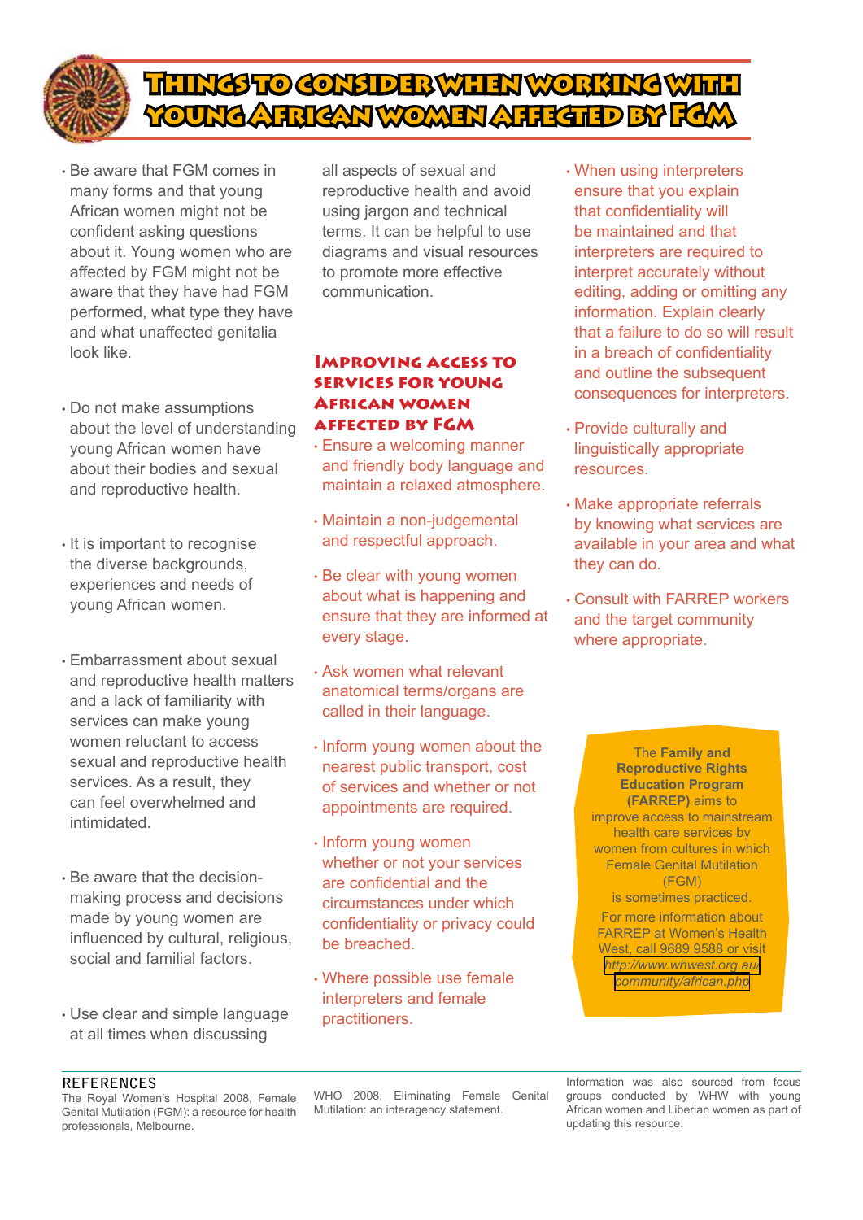# Things to consider when working with young African women affected by FGM

- Be aware that FGM comes in many forms and that young African women might not be confident asking questions about it. Young women who are affected by FGM might not be aware that they have had FGM performed, what type they have and what unaffected genitalia look like.
- Do not make assumptions about the level of understanding young African women have about their bodies and sexual and reproductive health.
- It is important to recognise the diverse backgrounds, experiences and needs of young African women.
- Embarrassment about sexual and reproductive health matters and a lack of familiarity with services can make young women reluctant to access sexual and reproductive health services. As a result, they can feel overwhelmed and intimidated.
- Be aware that the decision-making process and decisions made by young women are influenced by cultural, religious, social and familial factors.
- Use clear and simple language at all times when discussing all aspects of sexual and reproductive health and avoid using jargon and technical terms. It can be helpful to use diagrams and visual resources to promote more effective communication.

## Improving access to services for young African women affected by FGM

- Ensure a welcoming manner and friendly body language and maintain a relaxed atmosphere.
- Maintain a non-judgemental and respectful approach.
- Be clear with young women about what is happening and ensure that they are informed at every stage.
- Ask women what relevant anatomical terms/organs are called in their language.
- Inform young women about the nearest public transport, cost of services and whether or not appointments are required.
- Inform young women whether or not your services are confidential and the circumstances under which confidentiality or privacy could be breached.
- Where possible use female interpreters and female practitioners.
- When using interpreters ensure that you explain that confidentiality will be maintained and that interpreters are required to interpret accurately without editing, adding or omitting any information. Explain clearly that a failure to do so will result in a breach of confidentiality and outline the subsequent consequences for interpreters.
- Provide culturally and linguistically appropriate resources.
- Make appropriate referrals by knowing what services are available in your area and what they can do.
- Consult with FARREP workers and the target community where appropriate.

The **Family and Reproductive Rights Education Program (FARREP)** aims to improve access to mainstream health care services by women from cultures in which Female Genital Mutilation (FGM) is sometimes practiced.

For more information about FARREP at Women's Health West, call 9689 9588 or visit http://www.whwest.org.au/community/african.php

## REFERENCES

The Royal Women's Hospital 2008, Female Genital Mutilation (FGM): a resource for health professionals, Melbourne.

WHO 2008, Eliminating Female Genital Mutilation: an interagency statement.

Information was also sourced from focus groups conducted by WHW with young African women and Liberian women as part of updating this resource.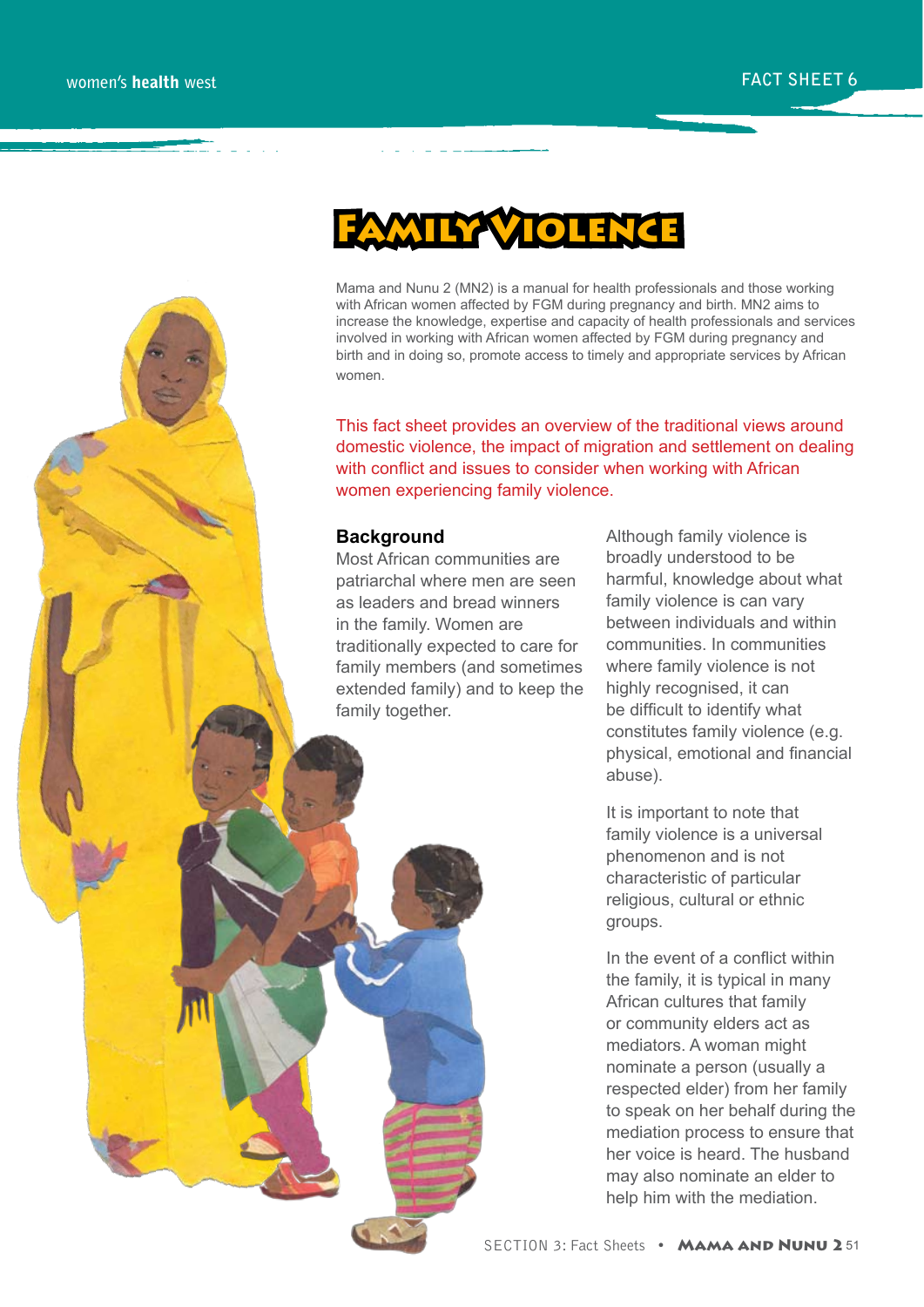# Family Violence

Mama and Nunu 2 (MN2) is a manual for health professionals and those working with African women affected by FGM during pregnancy and birth. MN2 aims to increase the knowledge, expertise and capacity of health professionals and services involved in working with African women affected by FGM during pregnancy and birth and in doing so, promote access to timely and appropriate services by African women.

This fact sheet provides an overview of the traditional views around domestic violence, the impact of migration and settlement on dealing with conflict and issues to consider when working with African women experiencing family violence.

## Background

Most African communities are patriarchal where men are seen as leaders and bread winners in the family. Women are traditionally expected to care for family members (and sometimes extended family) and to keep the family together.

Although family violence is broadly understood to be harmful, knowledge about what family violence is can vary between individuals and within communities. In communities where family violence is not highly recognised, it can be difficult to identify what constitutes family violence (e.g. physical, emotional and financial abuse).

It is important to note that family violence is a universal phenomenon and is not characteristic of particular religious, cultural or ethnic groups.

In the event of a conflict within the family, it is typical in many African cultures that family or community elders act as mediators. A woman might nominate a person (usually a respected elder) from her family to speak on her behalf during the mediation process to ensure that her voice is heard. The husband may also nominate an elder to help him with the mediation.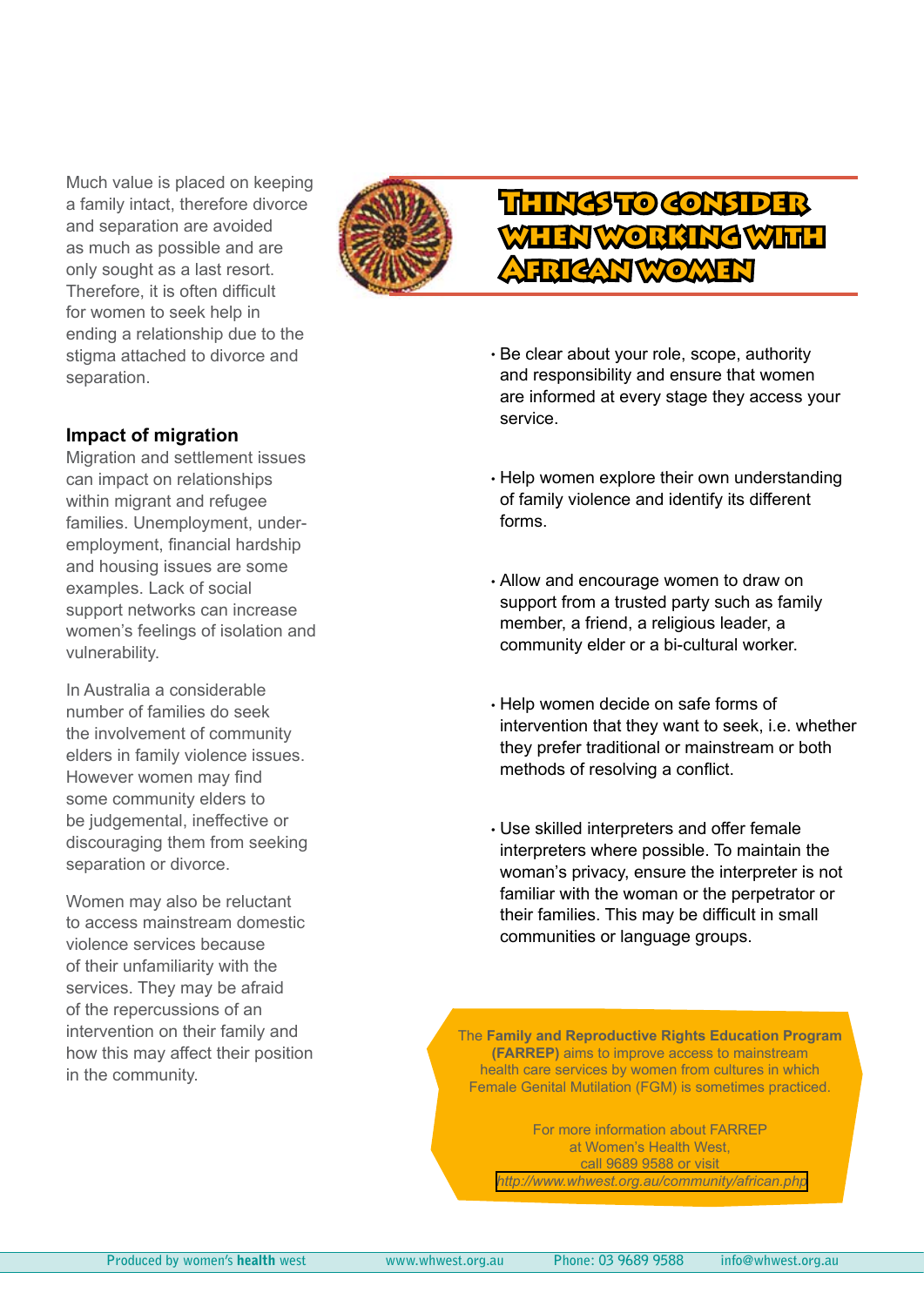Much value is placed on keeping a family intact, therefore divorce and separation are avoided as much as possible and are only sought as a last resort. Therefore, it is often difficult for women to seek help in ending a relationship due to the stigma attached to divorce and separation.

### Impact of migration

Migration and settlement issues can impact on relationships within migrant and refugee families. Unemployment, under-employment, financial hardship and housing issues are some examples. Lack of social support networks can increase women's feelings of isolation and vulnerability.

In Australia a considerable number of families do seek the involvement of community elders in family violence issues. However women may find some community elders to be judgemental, ineffective or discouraging them from seeking separation or divorce.

Women may also be reluctant to access mainstream domestic violence services because of their unfamiliarity with the services. They may be afraid of the repercussions of an intervention on their family and how this may affect their position in the community.

## Things to consider when working with African women

- Be clear about your role, scope, authority and responsibility and ensure that women are informed at every stage they access your service.
- Help women explore their own understanding of family violence and identify its different forms.
- Allow and encourage women to draw on support from a trusted party such as family member, a friend, a religious leader, a community elder or a bi-cultural worker.
- Help women decide on safe forms of intervention that they want to seek, i.e. whether they prefer traditional or mainstream or both methods of resolving a conflict.
- Use skilled interpreters and offer female interpreters where possible. To maintain the woman's privacy, ensure the interpreter is not familiar with the woman or the perpetrator or their families. This may be difficult in small communities or language groups.

The **Family and Reproductive Rights Education Program (FARREP)** aims to improve access to mainstream health care services by women from cultures in which Female Genital Mutilation (FGM) is sometimes practiced.

For more information about FARREP at Women's Health West, call 9689 9588 or visit *http://www.whwest.org.au/community/african.php*

Produced by women's **health** west www.whwest.org.au Phone: 03 9689 9588 info@whwest.org.au